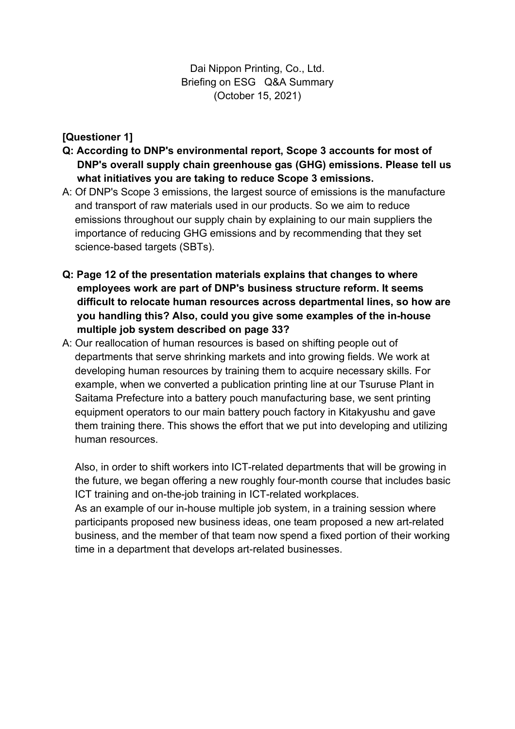Dai Nippon Printing, Co., Ltd.
Briefing on ESG Q&A Summary
(October 15, 2021)

**[Questioner 1]**

**Q: According to DNP's environmental report, Scope 3 accounts for most of DNP's overall supply chain greenhouse gas (GHG) emissions. Please tell us what initiatives you are taking to reduce Scope 3 emissions.**

A: Of DNP's Scope 3 emissions, the largest source of emissions is the manufacture and transport of raw materials used in our products. So we aim to reduce emissions throughout our supply chain by explaining to our main suppliers the importance of reducing GHG emissions and by recommending that they set science-based targets (SBTs).

**Q: Page 12 of the presentation materials explains that changes to where employees work are part of DNP's business structure reform. It seems difficult to relocate human resources across departmental lines, so how are you handling this? Also, could you give some examples of the in-house multiple job system described on page 33?**

A: Our reallocation of human resources is based on shifting people out of departments that serve shrinking markets and into growing fields. We work at developing human resources by training them to acquire necessary skills. For example, when we converted a publication printing line at our Tsuruse Plant in Saitama Prefecture into a battery pouch manufacturing base, we sent printing equipment operators to our main battery pouch factory in Kitakyushu and gave them training there. This shows the effort that we put into developing and utilizing human resources.

Also, in order to shift workers into ICT-related departments that will be growing in the future, we began offering a new roughly four-month course that includes basic ICT training and on-the-job training in ICT-related workplaces.
As an example of our in-house multiple job system, in a training session where participants proposed new business ideas, one team proposed a new art-related business, and the member of that team now spend a fixed portion of their working time in a department that develops art-related businesses.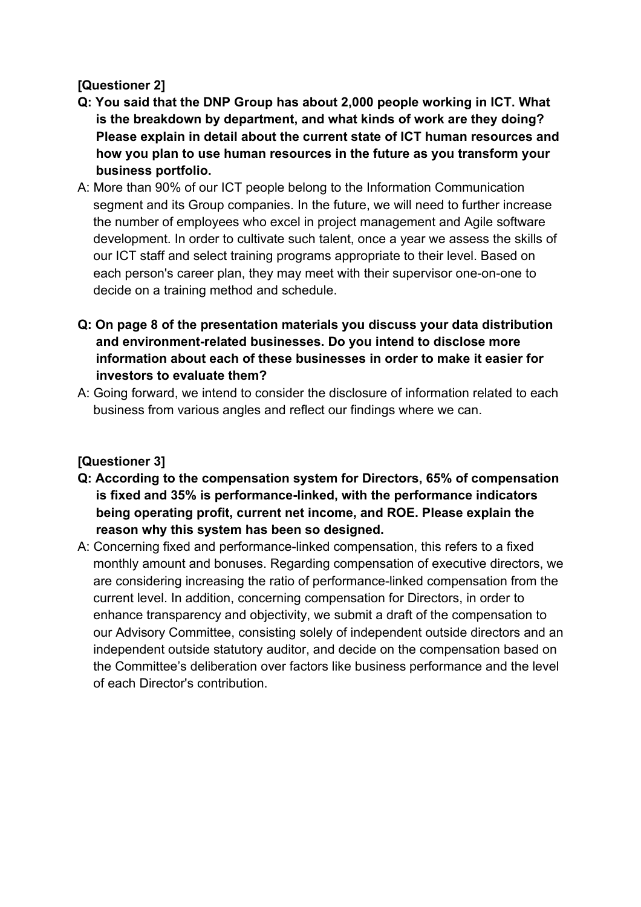**[Questioner 2]**

**Q: You said that the DNP Group has about 2,000 people working in ICT. What is the breakdown by department, and what kinds of work are they doing? Please explain in detail about the current state of ICT human resources and how you plan to use human resources in the future as you transform your business portfolio.**

A: More than 90% of our ICT people belong to the Information Communication segment and its Group companies. In the future, we will need to further increase the number of employees who excel in project management and Agile software development. In order to cultivate such talent, once a year we assess the skills of our ICT staff and select training programs appropriate to their level. Based on each person's career plan, they may meet with their supervisor one-on-one to decide on a training method and schedule.

**Q: On page 8 of the presentation materials you discuss your data distribution and environment-related businesses. Do you intend to disclose more information about each of these businesses in order to make it easier for investors to evaluate them?**

A: Going forward, we intend to consider the disclosure of information related to each business from various angles and reflect our findings where we can.

**[Questioner 3]**

**Q: According to the compensation system for Directors, 65% of compensation is fixed and 35% is performance-linked, with the performance indicators being operating profit, current net income, and ROE. Please explain the reason why this system has been so designed.**

A: Concerning fixed and performance-linked compensation, this refers to a fixed monthly amount and bonuses. Regarding compensation of executive directors, we are considering increasing the ratio of performance-linked compensation from the current level. In addition, concerning compensation for Directors, in order to enhance transparency and objectivity, we submit a draft of the compensation to our Advisory Committee, consisting solely of independent outside directors and an independent outside statutory auditor, and decide on the compensation based on the Committee's deliberation over factors like business performance and the level of each Director's contribution.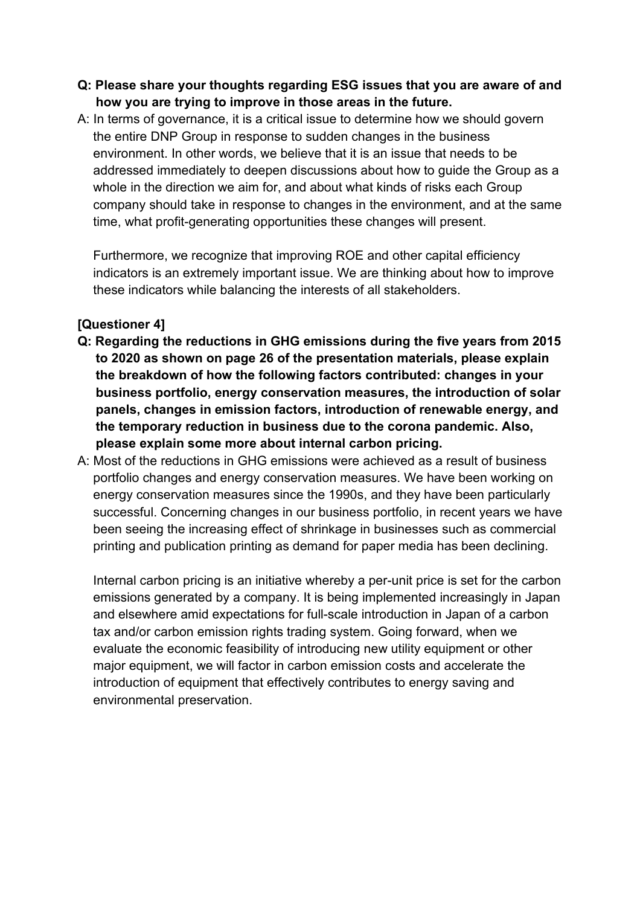**Q: Please share your thoughts regarding ESG issues that you are aware of and how you are trying to improve in those areas in the future.**

A: In terms of governance, it is a critical issue to determine how we should govern the entire DNP Group in response to sudden changes in the business environment. In other words, we believe that it is an issue that needs to be addressed immediately to deepen discussions about how to guide the Group as a whole in the direction we aim for, and about what kinds of risks each Group company should take in response to changes in the environment, and at the same time, what profit-generating opportunities these changes will present.

Furthermore, we recognize that improving ROE and other capital efficiency indicators is an extremely important issue. We are thinking about how to improve these indicators while balancing the interests of all stakeholders.

**[Questioner 4]**

**Q: Regarding the reductions in GHG emissions during the five years from 2015 to 2020 as shown on page 26 of the presentation materials, please explain the breakdown of how the following factors contributed: changes in your business portfolio, energy conservation measures, the introduction of solar panels, changes in emission factors, introduction of renewable energy, and the temporary reduction in business due to the corona pandemic. Also, please explain some more about internal carbon pricing.**

A: Most of the reductions in GHG emissions were achieved as a result of business portfolio changes and energy conservation measures. We have been working on energy conservation measures since the 1990s, and they have been particularly successful. Concerning changes in our business portfolio, in recent years we have been seeing the increasing effect of shrinkage in businesses such as commercial printing and publication printing as demand for paper media has been declining.

Internal carbon pricing is an initiative whereby a per-unit price is set for the carbon emissions generated by a company. It is being implemented increasingly in Japan and elsewhere amid expectations for full-scale introduction in Japan of a carbon tax and/or carbon emission rights trading system. Going forward, when we evaluate the economic feasibility of introducing new utility equipment or other major equipment, we will factor in carbon emission costs and accelerate the introduction of equipment that effectively contributes to energy saving and environmental preservation.